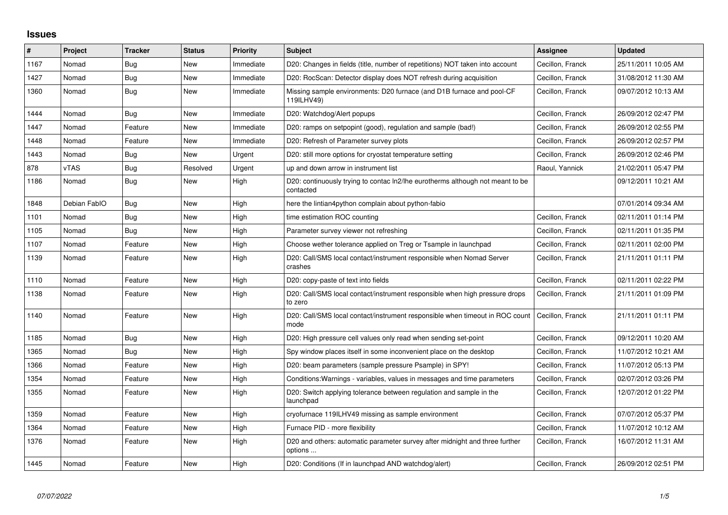# Issues

| # | Project | Tracker | Status | Priority | Subject | Assignee | Updated |
|---|---|---|---|---|---|---|---|
| 1167 | Nomad | Bug | New | Immediate | D20: Changes in fields (title, number of repetitions) NOT taken into account | Cecillon, Franck | 25/11/2011 10:05 AM |
| 1427 | Nomad | Bug | New | Immediate | D20: RocScan: Detector display does NOT refresh during acquisition | Cecillon, Franck | 31/08/2012 11:30 AM |
| 1360 | Nomad | Bug | New | Immediate | Missing sample environments: D20 furnace (and D1B furnace and pool-CF 119ILHV49) | Cecillon, Franck | 09/07/2012 10:13 AM |
| 1444 | Nomad | Bug | New | Immediate | D20: Watchdog/Alert popups | Cecillon, Franck | 26/09/2012 02:47 PM |
| 1447 | Nomad | Feature | New | Immediate | D20: ramps on setpopint (good), regulation and sample (bad!) | Cecillon, Franck | 26/09/2012 02:55 PM |
| 1448 | Nomad | Feature | New | Immediate | D20: Refresh of Parameter survey plots | Cecillon, Franck | 26/09/2012 02:57 PM |
| 1443 | Nomad | Bug | New | Urgent | D20: still more options for cryostat temperature setting | Cecillon, Franck | 26/09/2012 02:46 PM |
| 878 | vTAS | Bug | Resolved | Urgent | up and down arrow in instrument list | Raoul, Yannick | 21/02/2011 05:47 PM |
| 1186 | Nomad | Bug | New | High | D20: continuously trying to contac ln2/lhe eurotherms although not meant to be contacted | | 09/12/2011 10:21 AM |
| 1848 | Debian FabIO | Bug | New | High | here the lintian4python complain about python-fabio | | 07/01/2014 09:34 AM |
| 1101 | Nomad | Bug | New | High | time estimation ROC counting | Cecillon, Franck | 02/11/2011 01:14 PM |
| 1105 | Nomad | Bug | New | High | Parameter survey viewer not refreshing | Cecillon, Franck | 02/11/2011 01:35 PM |
| 1107 | Nomad | Feature | New | High | Choose wether tolerance applied on Treg or Tsample in launchpad | Cecillon, Franck | 02/11/2011 02:00 PM |
| 1139 | Nomad | Feature | New | High | D20: Call/SMS local contact/instrument responsible when Nomad Server crashes | Cecillon, Franck | 21/11/2011 01:11 PM |
| 1110 | Nomad | Feature | New | High | D20: copy-paste of text into fields | Cecillon, Franck | 02/11/2011 02:22 PM |
| 1138 | Nomad | Feature | New | High | D20: Call/SMS local contact/instrument responsible when high pressure drops to zero | Cecillon, Franck | 21/11/2011 01:09 PM |
| 1140 | Nomad | Feature | New | High | D20: Call/SMS local contact/instrument responsible when timeout in ROC count mode | Cecillon, Franck | 21/11/2011 01:11 PM |
| 1185 | Nomad | Bug | New | High | D20: High pressure cell values only read when sending set-point | Cecillon, Franck | 09/12/2011 10:20 AM |
| 1365 | Nomad | Bug | New | High | Spy window places itself in some inconvenient place on the desktop | Cecillon, Franck | 11/07/2012 10:21 AM |
| 1366 | Nomad | Feature | New | High | D20: beam parameters (sample pressure Psample) in SPY! | Cecillon, Franck | 11/07/2012 05:13 PM |
| 1354 | Nomad | Feature | New | High | Conditions:Warnings - variables, values in messages and time parameters | Cecillon, Franck | 02/07/2012 03:26 PM |
| 1355 | Nomad | Feature | New | High | D20: Switch applying tolerance between regulation and sample in the launchpad | Cecillon, Franck | 12/07/2012 01:22 PM |
| 1359 | Nomad | Feature | New | High | cryofurnace 119ILHV49 missing as sample environment | Cecillon, Franck | 07/07/2012 05:37 PM |
| 1364 | Nomad | Feature | New | High | Furnace PID - more flexibility | Cecillon, Franck | 11/07/2012 10:12 AM |
| 1376 | Nomad | Feature | New | High | D20 and others: automatic parameter survey after midnight and three further options ... | Cecillon, Franck | 16/07/2012 11:31 AM |
| 1445 | Nomad | Feature | New | High | D20: Conditions (If in launchpad AND watchdog/alert) | Cecillon, Franck | 26/09/2012 02:51 PM |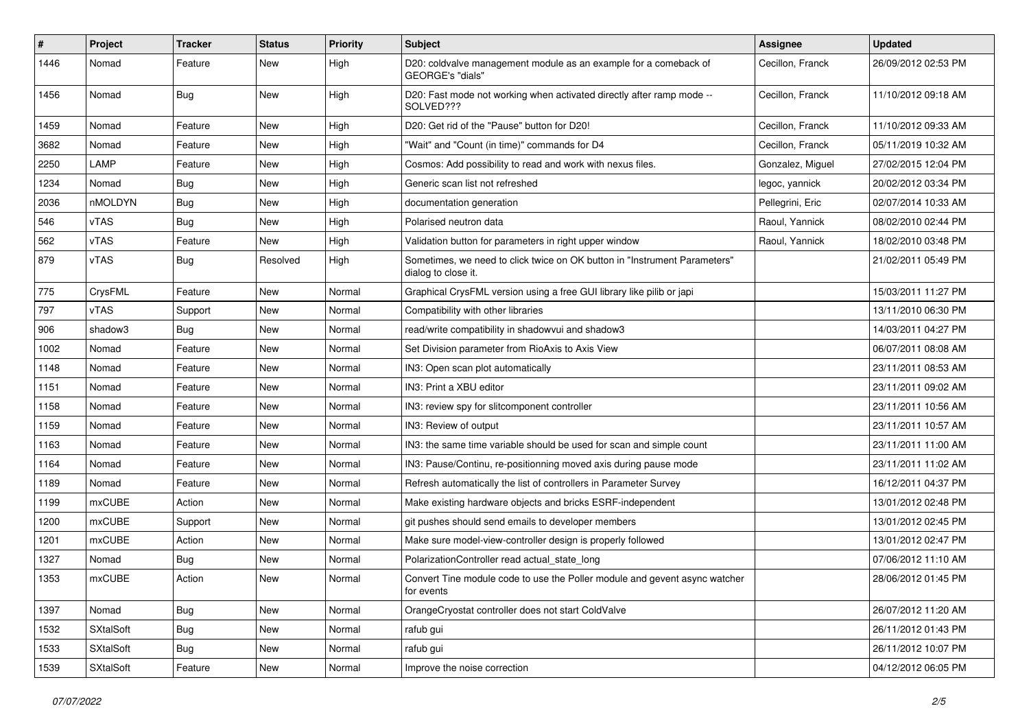| # | Project | Tracker | Status | Priority | Subject | Assignee | Updated |
|---|---|---|---|---|---|---|---|
| 1446 | Nomad | Feature | New | High | D20: coldvalve management module as an example for a comeback of GEORGE's "dials" | Cecillon, Franck | 26/09/2012 02:53 PM |
| 1456 | Nomad | Bug | New | High | D20: Fast mode not working when activated directly after ramp mode -- SOLVED??? | Cecillon, Franck | 11/10/2012 09:18 AM |
| 1459 | Nomad | Feature | New | High | D20: Get rid of the "Pause" button for D20! | Cecillon, Franck | 11/10/2012 09:33 AM |
| 3682 | Nomad | Feature | New | High | "Wait" and "Count (in time)" commands for D4 | Cecillon, Franck | 05/11/2019 10:32 AM |
| 2250 | LAMP | Feature | New | High | Cosmos: Add possibility to read and work with nexus files. | Gonzalez, Miguel | 27/02/2015 12:04 PM |
| 1234 | Nomad | Bug | New | High | Generic scan list not refreshed | legoc, yannick | 20/02/2012 03:34 PM |
| 2036 | nMOLDYN | Bug | New | High | documentation generation | Pellegrini, Eric | 02/07/2014 10:33 AM |
| 546 | vTAS | Bug | New | High | Polarised neutron data | Raoul, Yannick | 08/02/2010 02:44 PM |
| 562 | vTAS | Feature | New | High | Validation button for parameters in right upper window | Raoul, Yannick | 18/02/2010 03:48 PM |
| 879 | vTAS | Bug | Resolved | High | Sometimes, we need to click twice on OK button in "Instrument Parameters" dialog to close it. | | 21/02/2011 05:49 PM |
| 775 | CrysFML | Feature | New | Normal | Graphical CrysFML version using a free GUI library like pilib or japi | | 15/03/2011 11:27 PM |
| 797 | vTAS | Support | New | Normal | Compatibility with other libraries | | 13/11/2010 06:30 PM |
| 906 | shadow3 | Bug | New | Normal | read/write compatibility in shadowvui and shadow3 | | 14/03/2011 04:27 PM |
| 1002 | Nomad | Feature | New | Normal | Set Division parameter from RioAxis to Axis View | | 06/07/2011 08:08 AM |
| 1148 | Nomad | Feature | New | Normal | IN3: Open scan plot automatically | | 23/11/2011 08:53 AM |
| 1151 | Nomad | Feature | New | Normal | IN3: Print a XBU editor | | 23/11/2011 09:02 AM |
| 1158 | Nomad | Feature | New | Normal | IN3: review spy for slitcomponent controller | | 23/11/2011 10:56 AM |
| 1159 | Nomad | Feature | New | Normal | IN3: Review of output | | 23/11/2011 10:57 AM |
| 1163 | Nomad | Feature | New | Normal | IN3: the same time variable should be used for scan and simple count | | 23/11/2011 11:00 AM |
| 1164 | Nomad | Feature | New | Normal | IN3: Pause/Continu, re-positionning moved axis during pause mode | | 23/11/2011 11:02 AM |
| 1189 | Nomad | Feature | New | Normal | Refresh automatically the list of controllers in Parameter Survey | | 16/12/2011 04:37 PM |
| 1199 | mxCUBE | Action | New | Normal | Make existing hardware objects and bricks ESRF-independent | | 13/01/2012 02:48 PM |
| 1200 | mxCUBE | Support | New | Normal | git pushes should send emails to developer members | | 13/01/2012 02:45 PM |
| 1201 | mxCUBE | Action | New | Normal | Make sure model-view-controller design is properly followed | | 13/01/2012 02:47 PM |
| 1327 | Nomad | Bug | New | Normal | PolarizationController read actual_state_long | | 07/06/2012 11:10 AM |
| 1353 | mxCUBE | Action | New | Normal | Convert Tine module code to use the Poller module and gevent async watcher for events | | 28/06/2012 01:45 PM |
| 1397 | Nomad | Bug | New | Normal | OrangeCryostat controller does not start ColdValve | | 26/07/2012 11:20 AM |
| 1532 | SXtalSoft | Bug | New | Normal | rafub gui | | 26/11/2012 01:43 PM |
| 1533 | SXtalSoft | Bug | New | Normal | rafub gui | | 26/11/2012 10:07 PM |
| 1539 | SXtalSoft | Feature | New | Normal | Improve the noise correction | | 04/12/2012 06:05 PM |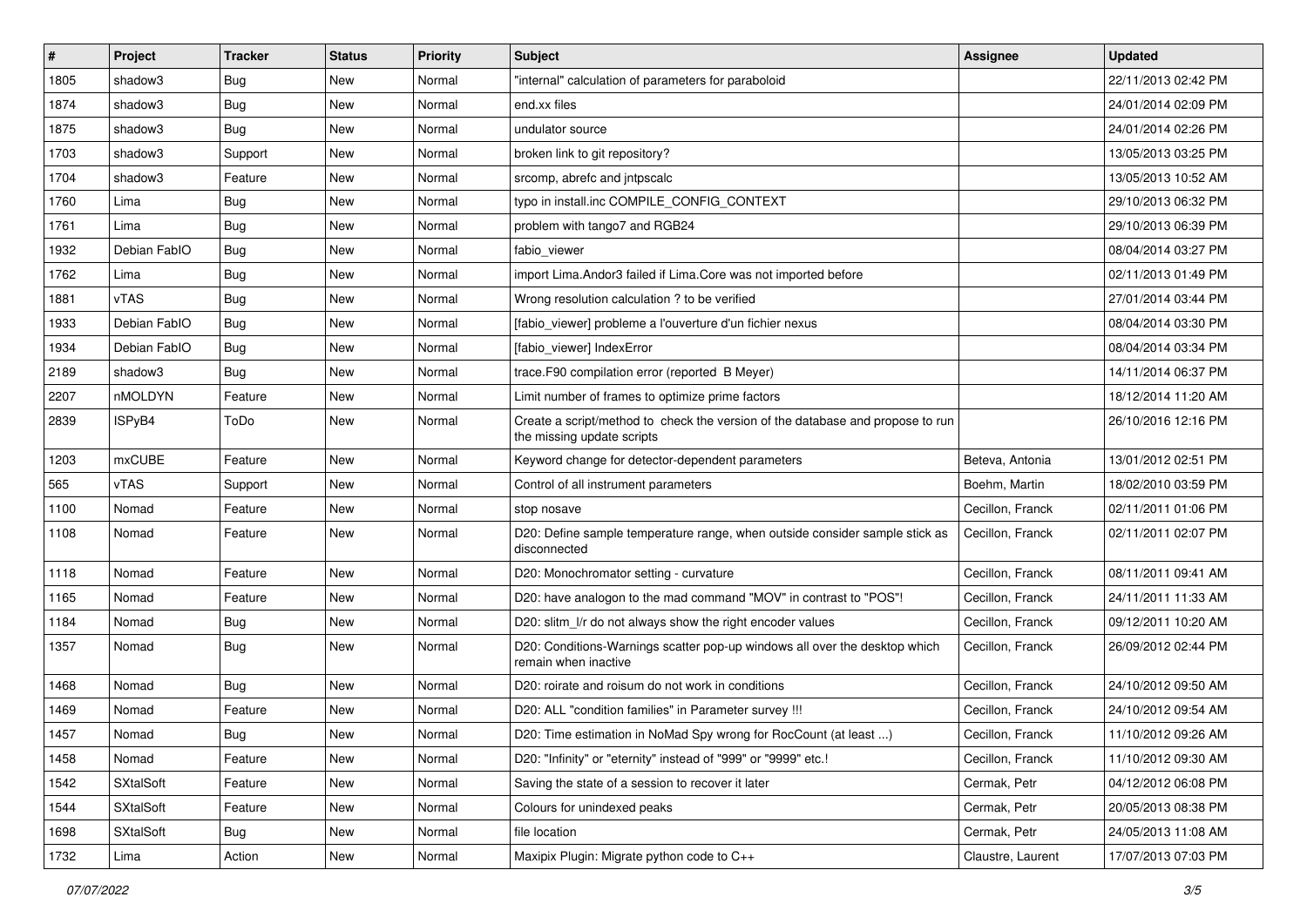| # | Project | Tracker | Status | Priority | Subject | Assignee | Updated |
| --- | --- | --- | --- | --- | --- | --- | --- |
| 1805 | shadow3 | Bug | New | Normal | "internal" calculation of parameters for paraboloid | | 22/11/2013 02:42 PM |
| 1874 | shadow3 | Bug | New | Normal | end.xx files | | 24/01/2014 02:09 PM |
| 1875 | shadow3 | Bug | New | Normal | undulator source | | 24/01/2014 02:26 PM |
| 1703 | shadow3 | Support | New | Normal | broken link to git repository? | | 13/05/2013 03:25 PM |
| 1704 | shadow3 | Feature | New | Normal | srcomp, abrefc and jntpscalc | | 13/05/2013 10:52 AM |
| 1760 | Lima | Bug | New | Normal | typo in install.inc COMPILE_CONFIG_CONTEXT | | 29/10/2013 06:32 PM |
| 1761 | Lima | Bug | New | Normal | problem with tango7 and RGB24 | | 29/10/2013 06:39 PM |
| 1932 | Debian FabIO | Bug | New | Normal | fabio_viewer | | 08/04/2014 03:27 PM |
| 1762 | Lima | Bug | New | Normal | import Lima.Andor3 failed if Lima.Core was not imported before | | 02/11/2013 01:49 PM |
| 1881 | vTAS | Bug | New | Normal | Wrong resolution calculation ? to be verified | | 27/01/2014 03:44 PM |
| 1933 | Debian FabIO | Bug | New | Normal | [fabio_viewer] probleme a l'ouverture d'un fichier nexus | | 08/04/2014 03:30 PM |
| 1934 | Debian FabIO | Bug | New | Normal | [fabio_viewer] IndexError | | 08/04/2014 03:34 PM |
| 2189 | shadow3 | Bug | New | Normal | trace.F90 compilation error (reported B Meyer) | | 14/11/2014 06:37 PM |
| 2207 | nMOLDYN | Feature | New | Normal | Limit number of frames to optimize prime factors | | 18/12/2014 11:20 AM |
| 2839 | ISPyB4 | ToDo | New | Normal | Create a script/method to check the version of the database and propose to run the missing update scripts | | 26/10/2016 12:16 PM |
| 1203 | mxCUBE | Feature | New | Normal | Keyword change for detector-dependent parameters | Beteva, Antonia | 13/01/2012 02:51 PM |
| 565 | vTAS | Support | New | Normal | Control of all instrument parameters | Boehm, Martin | 18/02/2010 03:59 PM |
| 1100 | Nomad | Feature | New | Normal | stop nosave | Cecillon, Franck | 02/11/2011 01:06 PM |
| 1108 | Nomad | Feature | New | Normal | D20: Define sample temperature range, when outside consider sample stick as disconnected | Cecillon, Franck | 02/11/2011 02:07 PM |
| 1118 | Nomad | Feature | New | Normal | D20: Monochromator setting - curvature | Cecillon, Franck | 08/11/2011 09:41 AM |
| 1165 | Nomad | Feature | New | Normal | D20: have analogon to the mad command "MOV" in contrast to "POS"! | Cecillon, Franck | 24/11/2011 11:33 AM |
| 1184 | Nomad | Bug | New | Normal | D20: slitm_l/r do not always show the right encoder values | Cecillon, Franck | 09/12/2011 10:20 AM |
| 1357 | Nomad | Bug | New | Normal | D20: Conditions-Warnings scatter pop-up windows all over the desktop which remain when inactive | Cecillon, Franck | 26/09/2012 02:44 PM |
| 1468 | Nomad | Bug | New | Normal | D20: roirate and roisum do not work in conditions | Cecillon, Franck | 24/10/2012 09:50 AM |
| 1469 | Nomad | Feature | New | Normal | D20: ALL "condition families" in Parameter survey !!! | Cecillon, Franck | 24/10/2012 09:54 AM |
| 1457 | Nomad | Bug | New | Normal | D20: Time estimation in NoMad Spy wrong for RocCount (at least ...) | Cecillon, Franck | 11/10/2012 09:26 AM |
| 1458 | Nomad | Feature | New | Normal | D20: "Infinity" or "eternity" instead of "999" or "9999" etc.! | Cecillon, Franck | 11/10/2012 09:30 AM |
| 1542 | SXtalSoft | Feature | New | Normal | Saving the state of a session to recover it later | Cermak, Petr | 04/12/2012 06:08 PM |
| 1544 | SXtalSoft | Feature | New | Normal | Colours for unindexed peaks | Cermak, Petr | 20/05/2013 08:38 PM |
| 1698 | SXtalSoft | Bug | New | Normal | file location | Cermak, Petr | 24/05/2013 11:08 AM |
| 1732 | Lima | Action | New | Normal | Maxipix Plugin: Migrate python code to C++ | Claustre, Laurent | 17/07/2013 07:03 PM |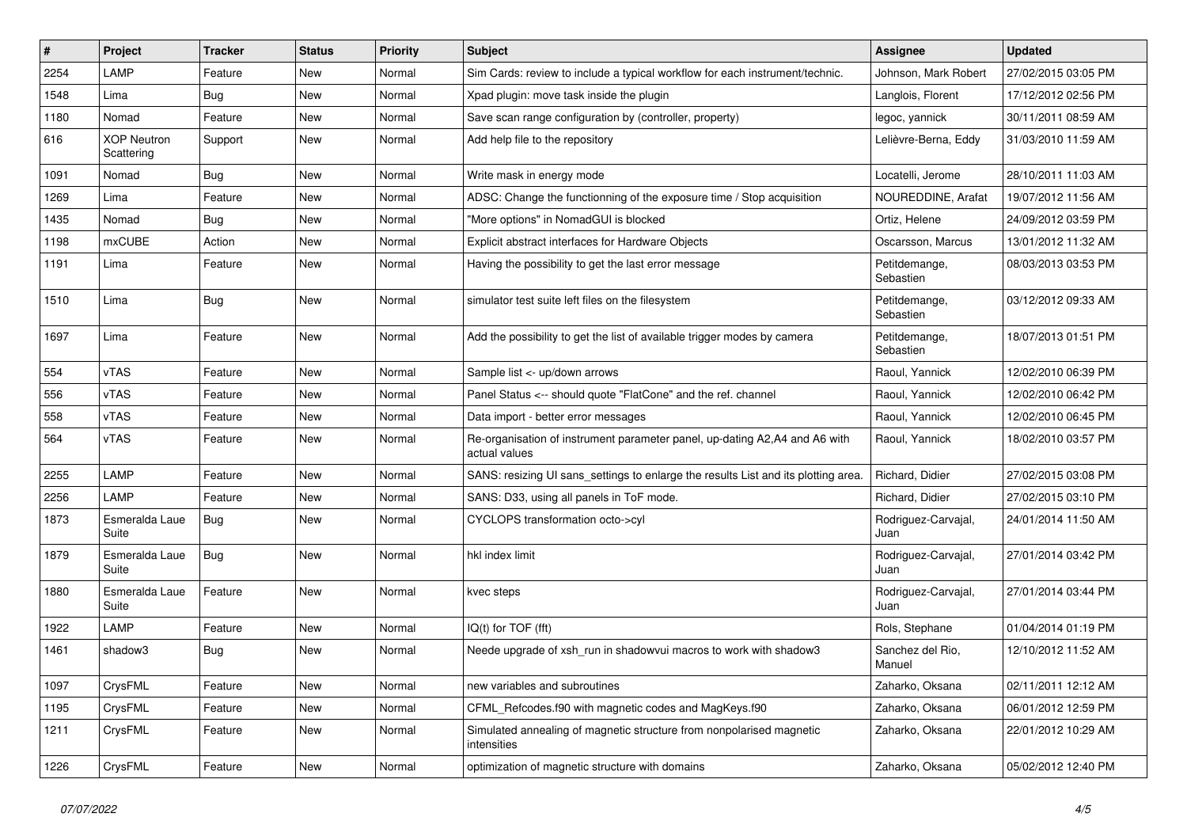| # | Project | Tracker | Status | Priority | Subject | Assignee | Updated |
|---|---|---|---|---|---|---|---|
| 2254 | LAMP | Feature | New | Normal | Sim Cards: review to include a typical workflow for each instrument/technic. | Johnson, Mark Robert | 27/02/2015 03:05 PM |
| 1548 | Lima | Bug | New | Normal | Xpad plugin: move task inside the plugin | Langlois, Florent | 17/12/2012 02:56 PM |
| 1180 | Nomad | Feature | New | Normal | Save scan range configuration by (controller, property) | legoc, yannick | 30/11/2011 08:59 AM |
| 616 | XOP Neutron Scattering | Support | New | Normal | Add help file to the repository | Lelièvre-Berna, Eddy | 31/03/2010 11:59 AM |
| 1091 | Nomad | Bug | New | Normal | Write mask in energy mode | Locatelli, Jerome | 28/10/2011 11:03 AM |
| 1269 | Lima | Feature | New | Normal | ADSC: Change the functionning of the exposure time / Stop acquisition | NOUREDDINE, Arafat | 19/07/2012 11:56 AM |
| 1435 | Nomad | Bug | New | Normal | "More options" in NomadGUI is blocked | Ortiz, Helene | 24/09/2012 03:59 PM |
| 1198 | mxCUBE | Action | New | Normal | Explicit abstract interfaces for Hardware Objects | Oscarsson, Marcus | 13/01/2012 11:32 AM |
| 1191 | Lima | Feature | New | Normal | Having the possibility to get the last error message | Petitdemange, Sebastien | 08/03/2013 03:53 PM |
| 1510 | Lima | Bug | New | Normal | simulator test suite left files on the filesystem | Petitdemange, Sebastien | 03/12/2012 09:33 AM |
| 1697 | Lima | Feature | New | Normal | Add the possibility to get the list of available trigger modes by camera | Petitdemange, Sebastien | 18/07/2013 01:51 PM |
| 554 | vTAS | Feature | New | Normal | Sample list <- up/down arrows | Raoul, Yannick | 12/02/2010 06:39 PM |
| 556 | vTAS | Feature | New | Normal | Panel Status <-- should quote "FlatCone" and the ref. channel | Raoul, Yannick | 12/02/2010 06:42 PM |
| 558 | vTAS | Feature | New | Normal | Data import - better error messages | Raoul, Yannick | 12/02/2010 06:45 PM |
| 564 | vTAS | Feature | New | Normal | Re-organisation of instrument parameter panel, up-dating A2,A4 and A6 with actual values | Raoul, Yannick | 18/02/2010 03:57 PM |
| 2255 | LAMP | Feature | New | Normal | SANS: resizing UI sans_settings to enlarge the results List and its plotting area. | Richard, Didier | 27/02/2015 03:08 PM |
| 2256 | LAMP | Feature | New | Normal | SANS: D33, using all panels in ToF mode. | Richard, Didier | 27/02/2015 03:10 PM |
| 1873 | Esmeralda Laue Suite | Bug | New | Normal | CYCLOPS transformation octo->cyl | Rodriguez-Carvajal, Juan | 24/01/2014 11:50 AM |
| 1879 | Esmeralda Laue Suite | Bug | New | Normal | hkl index limit | Rodriguez-Carvajal, Juan | 27/01/2014 03:42 PM |
| 1880 | Esmeralda Laue Suite | Feature | New | Normal | kvec steps | Rodriguez-Carvajal, Juan | 27/01/2014 03:44 PM |
| 1922 | LAMP | Feature | New | Normal | IQ(t) for TOF (fft) | Rols, Stephane | 01/04/2014 01:19 PM |
| 1461 | shadow3 | Bug | New | Normal | Neede upgrade of xsh_run in shadowvui macros to work with shadow3 | Sanchez del Rio, Manuel | 12/10/2012 11:52 AM |
| 1097 | CrysFML | Feature | New | Normal | new variables and subroutines | Zaharko, Oksana | 02/11/2011 12:12 AM |
| 1195 | CrysFML | Feature | New | Normal | CFML_Refcodes.f90 with magnetic codes and MagKeys.f90 | Zaharko, Oksana | 06/01/2012 12:59 PM |
| 1211 | CrysFML | Feature | New | Normal | Simulated annealing of magnetic structure from nonpolarised magnetic intensities | Zaharko, Oksana | 22/01/2012 10:29 AM |
| 1226 | CrysFML | Feature | New | Normal | optimization of magnetic structure with domains | Zaharko, Oksana | 05/02/2012 12:40 PM |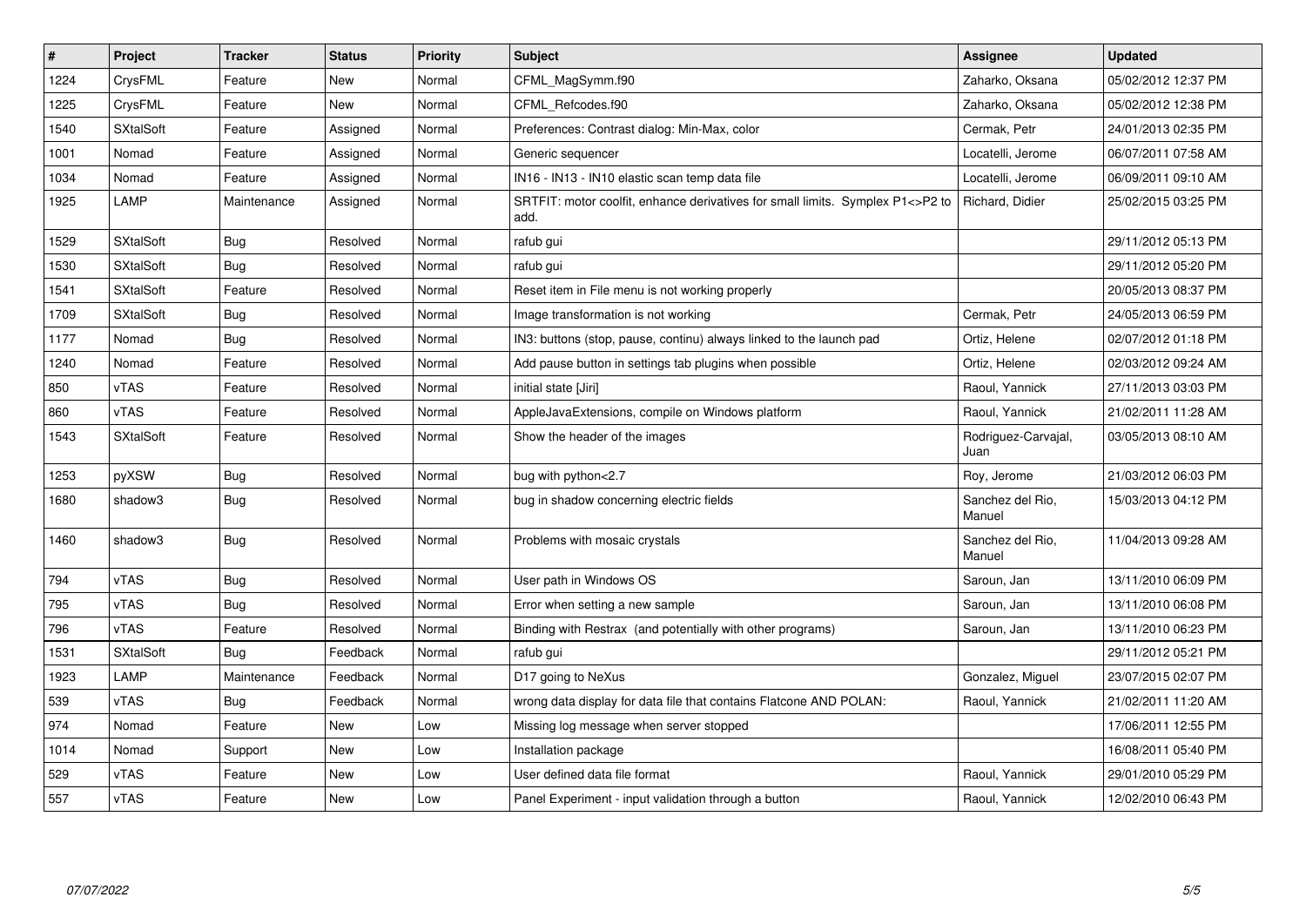| # | Project | Tracker | Status | Priority | Subject | Assignee | Updated |
|---|---|---|---|---|---|---|---|
| 1224 | CrysFML | Feature | New | Normal | CFML_MagSymm.f90 | Zaharko, Oksana | 05/02/2012 12:37 PM |
| 1225 | CrysFML | Feature | New | Normal | CFML_Refcodes.f90 | Zaharko, Oksana | 05/02/2012 12:38 PM |
| 1540 | SXtalSoft | Feature | Assigned | Normal | Preferences: Contrast dialog: Min-Max, color | Cermak, Petr | 24/01/2013 02:35 PM |
| 1001 | Nomad | Feature | Assigned | Normal | Generic sequencer | Locatelli, Jerome | 06/07/2011 07:58 AM |
| 1034 | Nomad | Feature | Assigned | Normal | IN16 - IN13 - IN10 elastic scan temp data file | Locatelli, Jerome | 06/09/2011 09:10 AM |
| 1925 | LAMP | Maintenance | Assigned | Normal | SRTFIT: motor coolfit, enhance derivatives for small limits. Symplex P1<>P2 to add. | Richard, Didier | 25/02/2015 03:25 PM |
| 1529 | SXtalSoft | Bug | Resolved | Normal | rafub gui | | 29/11/2012 05:13 PM |
| 1530 | SXtalSoft | Bug | Resolved | Normal | rafub gui | | 29/11/2012 05:20 PM |
| 1541 | SXtalSoft | Feature | Resolved | Normal | Reset item in File menu is not working properly | | 20/05/2013 08:37 PM |
| 1709 | SXtalSoft | Bug | Resolved | Normal | Image transformation is not working | Cermak, Petr | 24/05/2013 06:59 PM |
| 1177 | Nomad | Bug | Resolved | Normal | IN3: buttons (stop, pause, continu) always linked to the launch pad | Ortiz, Helene | 02/07/2012 01:18 PM |
| 1240 | Nomad | Feature | Resolved | Normal | Add pause button in settings tab plugins when possible | Ortiz, Helene | 02/03/2012 09:24 AM |
| 850 | vTAS | Feature | Resolved | Normal | initial state [Jiri] | Raoul, Yannick | 27/11/2013 03:03 PM |
| 860 | vTAS | Feature | Resolved | Normal | AppleJavaExtensions, compile on Windows platform | Raoul, Yannick | 21/02/2011 11:28 AM |
| 1543 | SXtalSoft | Feature | Resolved | Normal | Show the header of the images | Rodriguez-Carvajal, Juan | 03/05/2013 08:10 AM |
| 1253 | pyXSW | Bug | Resolved | Normal | bug with python<2.7 | Roy, Jerome | 21/03/2012 06:03 PM |
| 1680 | shadow3 | Bug | Resolved | Normal | bug in shadow concerning electric fields | Sanchez del Rio, Manuel | 15/03/2013 04:12 PM |
| 1460 | shadow3 | Bug | Resolved | Normal | Problems with mosaic crystals | Sanchez del Rio, Manuel | 11/04/2013 09:28 AM |
| 794 | vTAS | Bug | Resolved | Normal | User path in Windows OS | Saroun, Jan | 13/11/2010 06:09 PM |
| 795 | vTAS | Bug | Resolved | Normal | Error when setting a new sample | Saroun, Jan | 13/11/2010 06:08 PM |
| 796 | vTAS | Feature | Resolved | Normal | Binding with Restrax (and potentially with other programs) | Saroun, Jan | 13/11/2010 06:23 PM |
| 1531 | SXtalSoft | Bug | Feedback | Normal | rafub gui | | 29/11/2012 05:21 PM |
| 1923 | LAMP | Maintenance | Feedback | Normal | D17 going to NeXus | Gonzalez, Miguel | 23/07/2015 02:07 PM |
| 539 | vTAS | Bug | Feedback | Normal | wrong data display for data file that contains Flatcone AND POLAN: | Raoul, Yannick | 21/02/2011 11:20 AM |
| 974 | Nomad | Feature | New | Low | Missing log message when server stopped | | 17/06/2011 12:55 PM |
| 1014 | Nomad | Support | New | Low | Installation package | | 16/08/2011 05:40 PM |
| 529 | vTAS | Feature | New | Low | User defined data file format | Raoul, Yannick | 29/01/2010 05:29 PM |
| 557 | vTAS | Feature | New | Low | Panel Experiment - input validation through a button | Raoul, Yannick | 12/02/2010 06:43 PM |